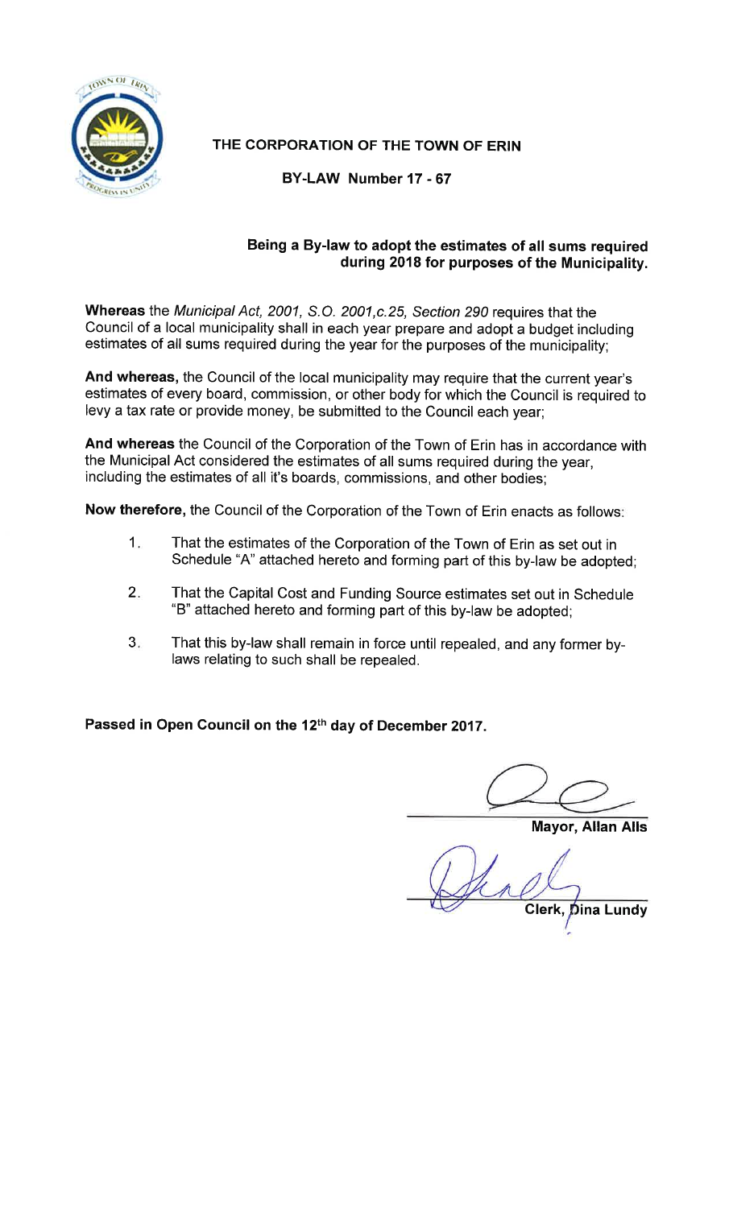# THE CORPORATION OF THE TOWN OF ERIN

## BY-LAW Number 17 - 67

### Being a By-law to adopt the estimates of all sums required during 2018 for purposes of the Municipality.

**Whereas** the *Municipal Act, 2001, S.O. 2001,c.25, Section 290* requires that the Council of a local municipality shall in each year prepare and adopt a budget including estimates of all sums required during the year for the purposes of the municipality;

**And whereas,** the Council of the local municipality may require that the current year's estimates of every board, commission, or other body for which the Council is required to levy a tax rate or provide money, be submitted to the Council each year;

**And whereas** the Council of the Corporation of the Town of Erin has in accordance with the Municipal Act considered the estimates of all sums required during the year, including the estimates of all it's boards, commissions, and other bodies;

**Now therefore,** the Council of the Corporation of the Town of Erin enacts as follows:

1. That the estimates of the Corporation of the Town of Erin as set out in Schedule "A" attached hereto and forming part of this by-law be adopted;
2. That the Capital Cost and Funding Source estimates set out in Schedule "B" attached hereto and forming part of this by-law be adopted;
3. That this by-law shall remain in force until repealed, and any former by-laws relating to such shall be repealed.

**Passed in Open Council on the 12th day of December 2017.**

**Mayor, Allan Alls**

**Clerk, Dina Lundy**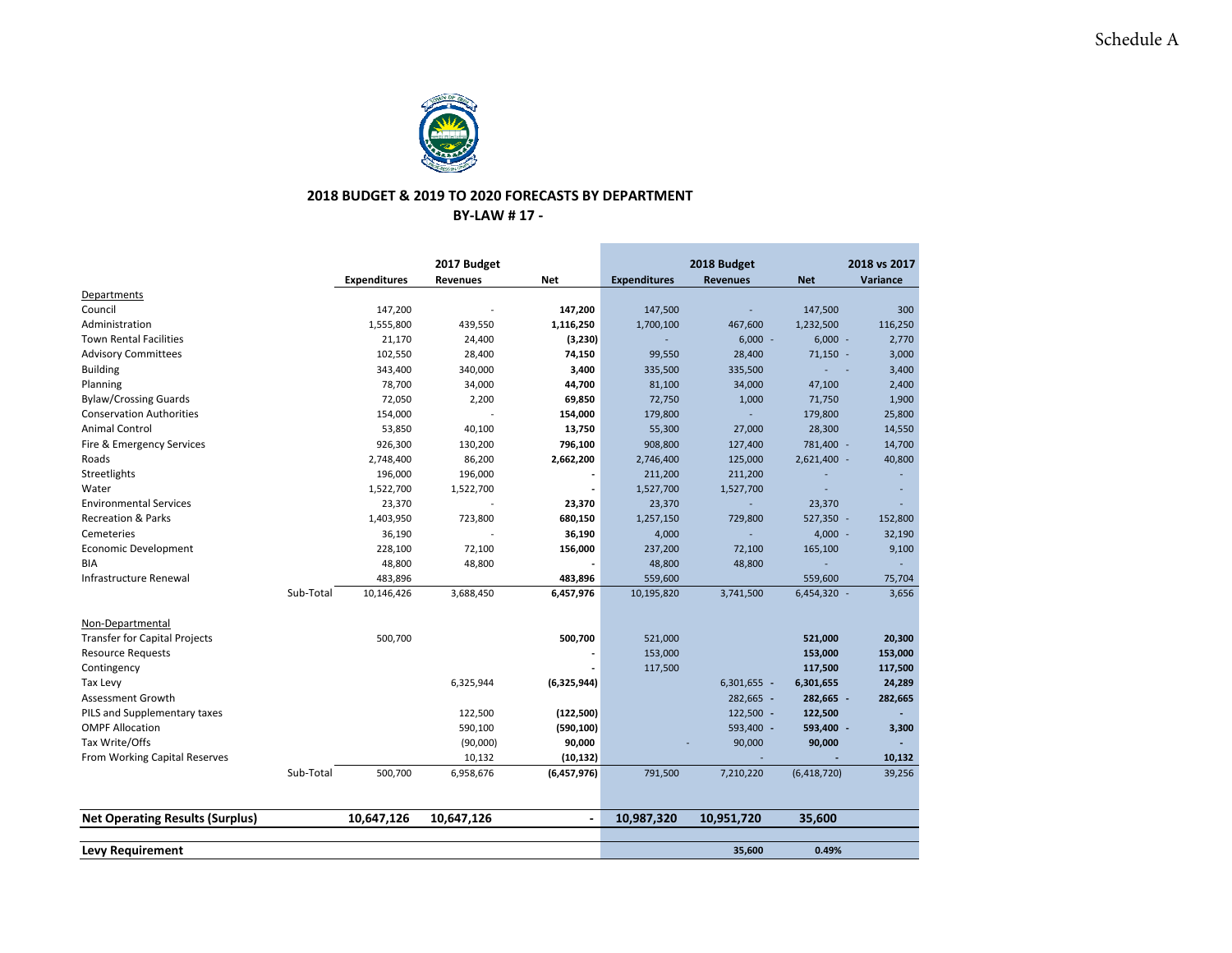Schedule A

## 2018 BUDGET & 2019 TO 2020 FORECASTS BY DEPARTMENT

**BY-LAW # 17 -**

| | | 2017 Budget | | | 2018 Budget | | | 2018 vs 2017 |
|---|---|---|---|---|---|---|---|---|
| | | **Expenditures** | **Revenues** | **Net** | **Expenditures** | **Revenues** | **Net** | **Variance** |
| Departments | | | | | | | | |
| Council | | 147,200 | - | **147,200** | 147,500 | - | 147,500 | 300 |
| Administration | | 1,555,800 | 439,550 | **1,116,250** | 1,700,100 | 467,600 | 1,232,500 | 116,250 |
| Town Rental Facilities | | 21,170 | 24,400 | **(3,230)** | - | 6,000 - | 6,000 - | 2,770 |
| Advisory Committees | | 102,550 | 28,400 | **74,150** | 99,550 | 28,400 | 71,150 - | 3,000 |
| Building | | 343,400 | 340,000 | **3,400** | 335,500 | 335,500 | - - | 3,400 |
| Planning | | 78,700 | 34,000 | **44,700** | 81,100 | 34,000 | 47,100 | 2,400 |
| Bylaw/Crossing Guards | | 72,050 | 2,200 | **69,850** | 72,750 | 1,000 | 71,750 | 1,900 |
| Conservation Authorities | | 154,000 | - | **154,000** | 179,800 | - | 179,800 | 25,800 |
| Animal Control | | 53,850 | 40,100 | **13,750** | 55,300 | 27,000 | 28,300 | 14,550 |
| Fire & Emergency Services | | 926,300 | 130,200 | **796,100** | 908,800 | 127,400 | 781,400 - | 14,700 |
| Roads | | 2,748,400 | 86,200 | **2,662,200** | 2,746,400 | 125,000 | 2,621,400 - | 40,800 |
| Streetlights | | 196,000 | 196,000 | **-** | 211,200 | 211,200 | - | - |
| Water | | 1,522,700 | 1,522,700 | **-** | 1,527,700 | 1,527,700 | - | - |
| Environmental Services | | 23,370 | - | **23,370** | 23,370 | - | 23,370 | - |
| Recreation & Parks | | 1,403,950 | 723,800 | **680,150** | 1,257,150 | 729,800 | 527,350 - | 152,800 |
| Cemeteries | | 36,190 | - | **36,190** | 4,000 | - | 4,000 - | 32,190 |
| Economic Development | | 228,100 | 72,100 | **156,000** | 237,200 | 72,100 | 165,100 | 9,100 |
| BIA | | 48,800 | 48,800 | **-** | 48,800 | 48,800 | - | - |
| Infrastructure Renewal | | 483,896 | | **483,896** | 559,600 | | 559,600 | 75,704 |
| | Sub-Total | 10,146,426 | 3,688,450 | **6,457,976** | 10,195,820 | 3,741,500 | 6,454,320 - | 3,656 |
| Non-Departmental | | | | | | | | |
| Transfer for Capital Projects | | 500,700 | | **500,700** | 521,000 | | **521,000** | **20,300** |
| Resource Requests | | | | **-** | 153,000 | | **153,000** | **153,000** |
| Contingency | | | | **-** | 117,500 | | **117,500** | **117,500** |
| Tax Levy | | | 6,325,944 | **(6,325,944)** | | 6,301,655 - | **6,301,655** | **24,289** |
| Assessment Growth | | | | | | 282,665 - | **282,665 -** | **282,665** |
| PILS and Supplementary taxes | | | 122,500 | **(122,500)** | | 122,500 - | **122,500** | **-** |
| OMPF Allocation | | | 590,100 | **(590,100)** | | 593,400 - | **593,400 -** | **3,300** |
| Tax Write/Offs | | | (90,000) | **90,000** | - | 90,000 | **90,000** | **-** |
| From Working Capital Reserves | | | 10,132 | **(10,132)** | | - | **-** | **10,132** |
| | Sub-Total | 500,700 | 6,958,676 | **(6,457,976)** | 791,500 | 7,210,220 | (6,418,720) | 39,256 |
| **Net Operating Results (Surplus)** | | **10,647,126** | **10,647,126** | **-** | **10,987,320** | **10,951,720** | **35,600** | |
| **Levy Requirement** | | | | | | **35,600** | **0.49%** | |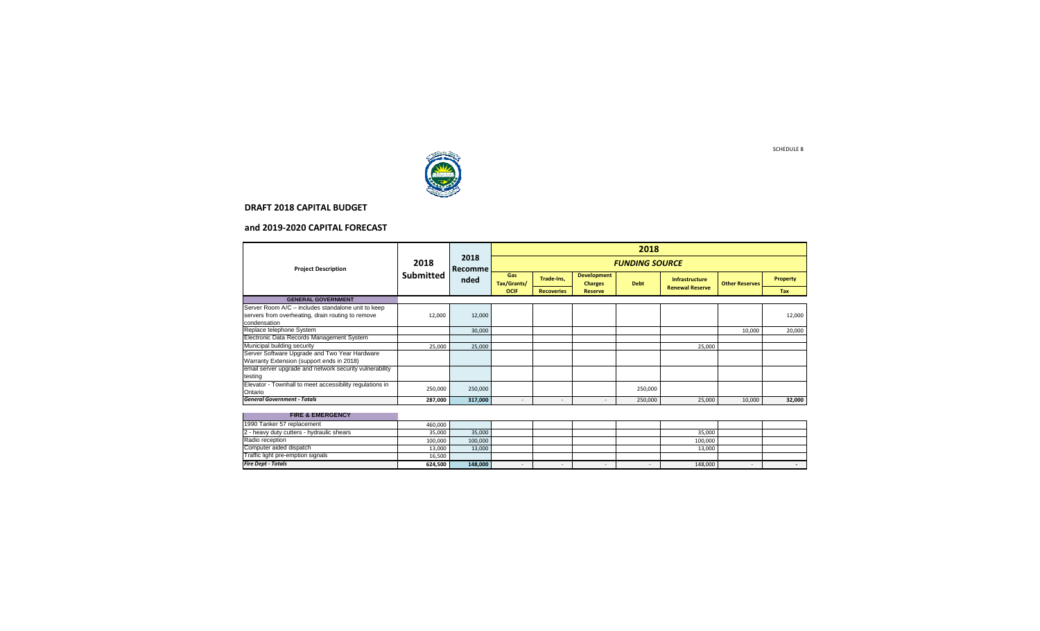SCHEDULE B

**DRAFT 2018 CAPITAL BUDGET**

**and 2019-2020 CAPITAL FORECAST**

| Project Description | 2018 Submitted | 2018 Recommended | 2018 FUNDING SOURCE | | | | | | |
|---|---|---|---|---|---|---|---|---|---|
| | | | Gas Tax/Grants/ OCIF | Trade-Ins, Recoveries | Development Charges Reserve | Debt | Infrastructure Renewal Reserve | Other Reserves | Property Tax |
| **GENERAL GOVERNMENT** | | | | | | | | | |
| Server Room A/C – includes standalone unit to keep servers from overheating, drain routing to remove condensation | 12,000 | 12,000 | | | | | | | 12,000 |
| Replace telephone System | | 30,000 | | | | | | 10,000 | 20,000 |
| Electronic Data Records Management System | | | | | | | | | |
| Municipal building security | 25,000 | 25,000 | | | | | 25,000 | | |
| Server Software Upgrade and Two Year Hardware Warranty Extension (support ends in 2018) | | | | | | | | | |
| email server upgrade and network security vulnerability testing | | | | | | | | | |
| Elevator - Townhall to meet accessibility regulations in Ontario | 250,000 | 250,000 | | | | 250,000 | | | |
| ***General Government - Totals*** | **287,000** | **317,000** | - | - | - | 250,000 | 25,000 | 10,000 | **32,000** |
| **FIRE & EMERGENCY** | | | | | | | | | |
| 1990 Tanker 57 replacement | 460,000 | | | | | | | | |
| 2 - heavy duty cutters - hydraulic shears | 35,000 | 35,000 | | | | | 35,000 | | |
| Radio reception | 100,000 | 100,000 | | | | | 100,000 | | |
| Computer aided dispatch | 13,000 | 13,000 | | | | | 13,000 | | |
| Traffic light pre-emption signals | 16,500 | | | | | | | | |
| ***Fire Dept - Totals*** | **624,500** | **148,000** | - | - | - | - | 148,000 | - | - |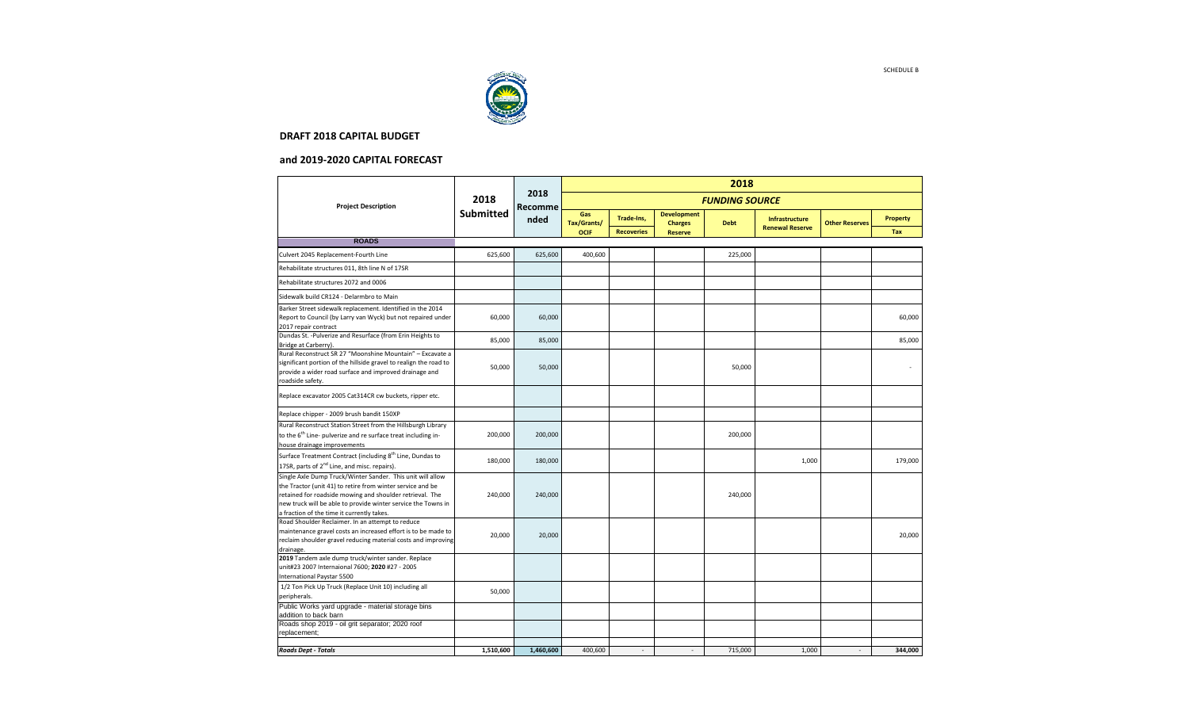SCHEDULE B

**DRAFT 2018 CAPITAL BUDGET**

**and 2019-2020 CAPITAL FORECAST**

| Project Description | 2018 Submitted | 2018 Recommended | 2018 | | | | | | |
|---|---|---|---|---|---|---|---|---|---|
| | | | *FUNDING SOURCE* | | | | | | |
| | | | Gas Tax/Grants/ OCIF | Trade-Ins, Recoveries | Development Charges Reserve | Debt | Infrastructure Renewal Reserve | Other Reserves | Property Tax |
| **ROADS** | | | | | | | | | |
| Culvert 2045 Replacement-Fourth Line | 625,600 | 625,600 | 400,600 | | | 225,000 | | | |
| Rehabilitate structures 011, 8th line N of 17SR | | | | | | | | | |
| Rehabilitate structures 2072 and 0006 | | | | | | | | | |
| Sidewalk build CR124 - Delarmbro to Main | | | | | | | | | |
| Barker Street sidewalk replacement. Identified in the 2014 Report to Council (by Larry van Wyck) but not repaired under 2017 repair contract | 60,000 | 60,000 | | | | | | | 60,000 |
| Dundas St. -Pulverize and Resurface (from Erin Heights to Bridge at Carberry). | 85,000 | 85,000 | | | | | | | 85,000 |
| Rural Reconstruct SR 27 "Moonshine Mountain" – Excavate a significant portion of the hillside gravel to realign the road to provide a wider road surface and improved drainage and roadside safety. | 50,000 | 50,000 | | | | 50,000 | | | - |
| Replace excavator 2005 Cat314CR cw buckets, ripper etc. | | | | | | | | | |
| Replace chipper - 2009 brush bandit 150XP | | | | | | | | | |
| Rural Reconstruct Station Street from the Hillsburgh Library to the 6th Line- pulverize and re surface treat including in-house drainage improvements | 200,000 | 200,000 | | | | 200,000 | | | |
| Surface Treatment Contract (including 8th Line, Dundas to 17SR, parts of 2nd Line, and misc. repairs). | 180,000 | 180,000 | | | | | 1,000 | | 179,000 |
| Single Axle Dump Truck/Winter Sander. This unit will allow the Tractor (unit 41) to retire from winter service and be retained for roadside mowing and shoulder retrieval. The new truck will be able to provide winter service the Towns in a fraction of the time it currently takes. | 240,000 | 240,000 | | | | 240,000 | | | |
| Road Shoulder Reclaimer. In an attempt to reduce maintenance gravel costs an increased effort is to be made to reclaim shoulder gravel reducing material costs and improving drainage. | 20,000 | 20,000 | | | | | | | 20,000 |
| **2019** Tandem axle dump truck/winter sander. Replace unit#23 2007 Internaional 7600; **2020** #27 - 2005 International Paystar 5500 | | | | | | | | | |
| 1/2 Ton Pick Up Truck (Replace Unit 10) including all peripherals. | 50,000 | | | | | | | | |
| Public Works yard upgrade - material storage bins addition to back barn | | | | | | | | | |
| Roads shop 2019 - oil grit separator; 2020 roof replacement; | | | | | | | | | |
| ***Roads Dept - Totals*** | 1,510,600 | 1,460,600 | 400,600 | - | - | 715,000 | 1,000 | - | **344,000** |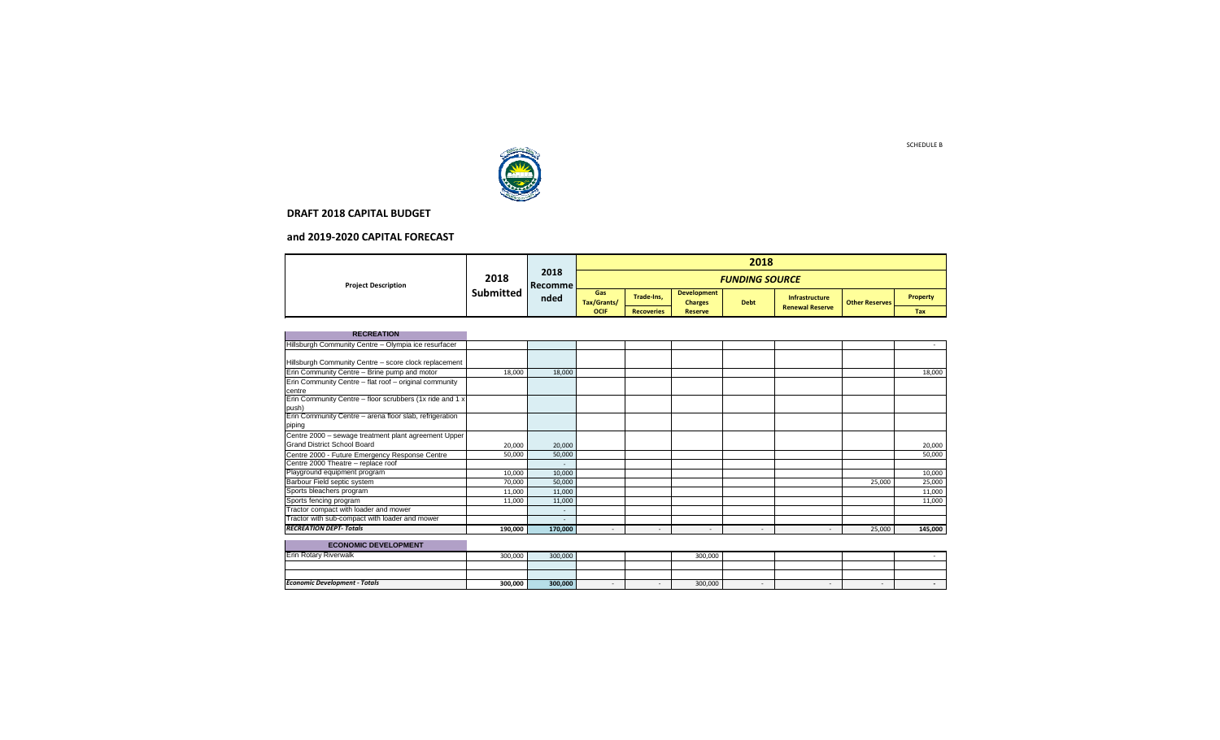SCHEDULE B

## DRAFT 2018 CAPITAL BUDGET

## and 2019-2020 CAPITAL FORECAST

| Project Description | 2018 Submitted | 2018 Recommended | 2018 FUNDING SOURCE | | | | | | |
|---|---|---|---|---|---|---|---|---|---|
| | | | Gas Tax/Grants/ OCIF | Trade-Ins, Recoveries | Development Charges Reserve | Debt | Infrastructure Renewal Reserve | Other Reserves | Property Tax |
| **RECREATION** | | | | | | | | | |
| Hillsburgh Community Centre – Olympia ice resurfacer | | | | | | | | | - |
| Hillsburgh Community Centre – score clock replacement | | | | | | | | | |
| Erin Community Centre – Brine pump and motor | 18,000 | 18,000 | | | | | | | 18,000 |
| Erin Community Centre – flat roof – original community centre | | | | | | | | | |
| Erin Community Centre – floor scrubbers (1x ride and 1 x push) | | | | | | | | | |
| Erin Community Centre – arena floor slab, refrigeration piping | | | | | | | | | |
| Centre 2000 – sewage treatment plant agreement Upper Grand District School Board | 20,000 | 20,000 | | | | | | | 20,000 |
| Centre 2000 - Future Emergency Response Centre | 50,000 | 50,000 | | | | | | | 50,000 |
| Centre 2000 Theatre – replace roof | | - | | | | | | | |
| Playground equipment program | 10,000 | 10,000 | | | | | | | 10,000 |
| Barbour Field septic system | 70,000 | 50,000 | | | | | | 25,000 | 25,000 |
| Sports bleachers program | 11,000 | 11,000 | | | | | | | 11,000 |
| Sports fencing program | 11,000 | 11,000 | | | | | | | 11,000 |
| Tractor compact with loader and mower | | - | | | | | | | |
| Tractor with sub-compact with loader and mower | | - | | | | | | | |
| ***RECREATION DEPT- Totals*** | **190,000** | **170,000** | - | - | - | - | - | 25,000 | **145,000** |
| **ECONOMIC DEVELOPMENT** | | | | | | | | | |
| Erin Rotary Riverwalk | 300,000 | 300,000 | | | 300,000 | | | | - |
| | | | | | | | | | |
| | | | | | | | | | |
| ***Economic Development - Totals*** | **300,000** | **300,000** | - | - | 300,000 | - | - | - | - |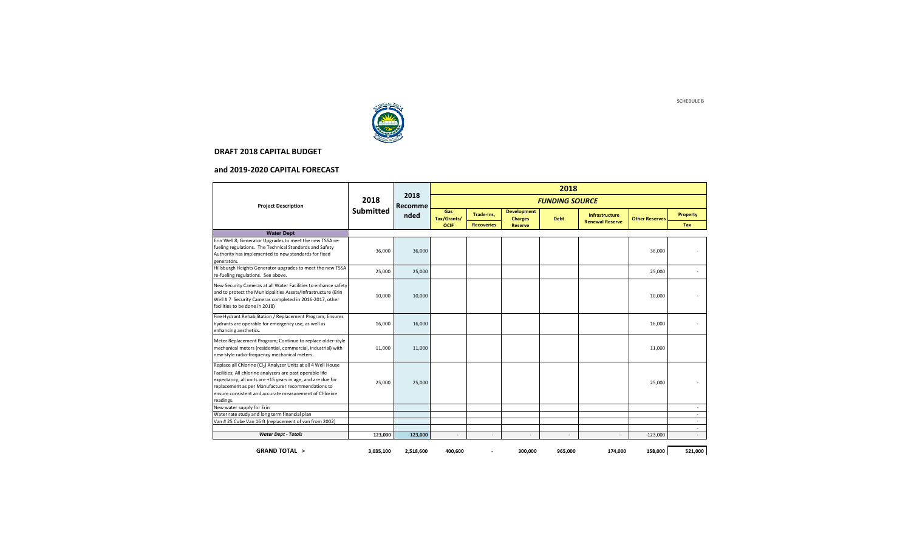SCHEDULE B

**DRAFT 2018 CAPITAL BUDGET**

**and 2019-2020 CAPITAL FORECAST**

| Project Description | 2018 Submitted | 2018 Recommended | 2018 FUNDING SOURCE | | | | | | |
|---|---|---|---|---|---|---|---|---|---|
| | | | Gas Tax/Grants/ OCIF | Trade-Ins, Recoveries | Development Charges Reserve | Debt | Infrastructure Renewal Reserve | Other Reserves | Property Tax |
| **Water Dept** | | | | | | | | | |
| Erin Well 8; Generator Upgrades to meet the new TSSA re-fueling regulations. The Technical Standards and Safety Authority has implemented to new standards for fixed generators. | 36,000 | 36,000 | | | | | | 36,000 | - |
| Hillsburgh Heights Generator upgrades to meet the new TSSA re-fueling regulations. See above. | 25,000 | 25,000 | | | | | | 25,000 | - |
| New Security Cameras at all Water Facilities to enhance safety and to protect the Municipalities Assets/Infrastructure (Erin Well # 7 Security Cameras completed in 2016-2017, other facilities to be done in 2018) | 10,000 | 10,000 | | | | | | 10,000 | - |
| Fire Hydrant Rehabilitation / Replacement Program; Ensures hydrants are operable for emergency use, as well as enhancing aesthetics. | 16,000 | 16,000 | | | | | | 16,000 | - |
| Meter Replacement Program; Continue to replace older-style mechanical meters (residential, commercial, industrial) with new-style radio-frequency mechanical meters. | 11,000 | 11,000 | | | | | | 11,000 | |
| Replace all Chlorine ($Cl_2$) Analyzer Units at all 4 Well House Facilities; All chlorine analyzers are past operable life expectancy; all units are +15 years in age, and are due for replacement as per Manufacturer recommendations to ensure consistent and accurate measurement of Chlorine readings. | 25,000 | 25,000 | | | | | | 25,000 | - |
| New water supply for Erin | | | | | | | | | - |
| Water rate study and long term financial plan | | | | | | | | | - |
| Van # 25 Cube Van 16 ft (replacement of van from 2002) | | | | | | | | | - |
| | | | | | | | | | - |
| ***Water Dept - Totals*** | 123,000 | 123,000 | - | - | - | - | - | 123,000 | - |
| **GRAND TOTAL >** | 3,035,100 | 2,518,600 | 400,600 | - | 300,000 | 965,000 | 174,000 | 158,000 | 521,000 |